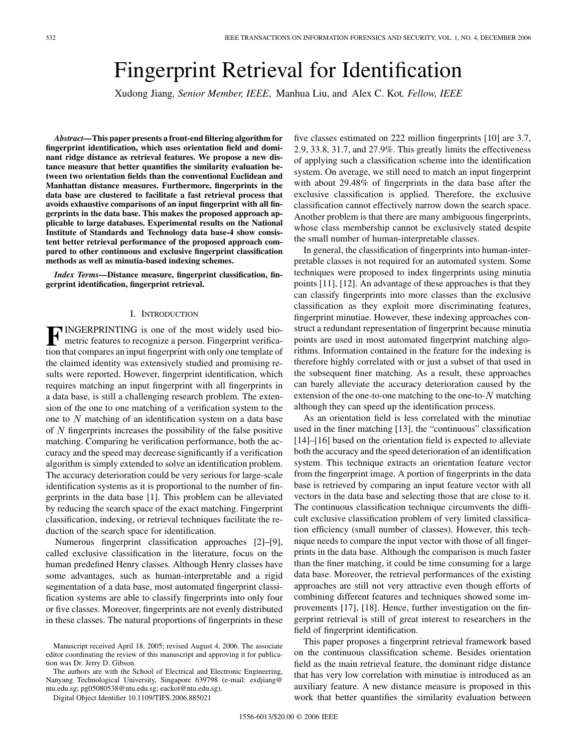# Fingerprint Retrieval for Identification

Xudong Jiang, *Senior Member, IEEE*, Manhua Liu, and Alex C. Kot, *Fellow, IEEE*

***Abstract*—This paper presents a front-end filtering algorithm for fingerprint identification, which uses orientation field and dominant ridge distance as retrieval features. We propose a new distance measure that better quantifies the similarity evaluation between two orientation fields than the conventional Euclidean and Manhattan distance measures. Furthermore, fingerprints in the data base are clustered to facilitate a fast retrieval process that avoids exhaustive comparisons of an input fingerprint with all fingerprints in the data base. This makes the proposed approach applicable to large databases. Experimental results on the National Institute of Standards and Technology data base-4 show consistent better retrieval performance of the proposed approach compared to other continuous and exclusive fingerprint classification methods as well as minutia-based indexing schemes.**

***Index Terms*—Distance measure, fingerprint classification, fingerprint identification, fingerprint retrieval.**

## I. Introduction

FINGERPRINTING is one of the most widely used biometric features to recognize a person. Fingerprint verification that compares an input fingerprint with only one template of the claimed identity was extensively studied and promising results were reported. However, fingerprint identification, which requires matching an input fingerprint with all fingerprints in a data base, is still a challenging research problem. The extension of the one to one matching of a verification system to the one to $N$ matching of an identification system on a data base of $N$ fingerprints increases the possibility of the false positive matching. Comparing he verification performance, both the accuracy and the speed may decrease significantly if a verification algorithm is simply extended to solve an identification problem. The accuracy deterioration could be very serious for large-scale identification systems as it is proportional to the number of fingerprints in the data base [1]. This problem can be alleviated by reducing the search space of the exact matching. Fingerprint classification, indexing, or retrieval techniques facilitate the reduction of the search space for identification.

Numerous fingerprint classification approaches [2]–[9], called exclusive classification in the literature, focus on the human predefined Henry classes. Although Henry classes have some advantages, such as human-interpretable and a rigid segmentation of a data base, most automated fingerprint classification systems are able to classify fingerprints into only four or five classes. Moreover, fingerprints are not evenly distributed in these classes. The natural proportions of fingerprints in these five classes estimated on 222 million fingerprints [10] are 3.7, 2.9, 33.8, 31.7, and 27.9%. This greatly limits the effectiveness of applying such a classification scheme into the identification system. On average, we still need to match an input fingerprint with about 29.48% of fingerprints in the data base after the exclusive classification is applied. Therefore, the exclusive classification cannot effectively narrow down the search space. Another problem is that there are many ambiguous fingerprints, whose class membership cannot be exclusively stated despite the small number of human-interpretable classes.

In general, the classification of fingerprints into human-interpretable classes is not required for an automated system. Some techniques were proposed to index fingerprints using minutia points [11], [12]. An advantage of these approaches is that they can classify fingerprints into more classes than the exclusive classification as they exploit more discriminating features, fingerprint minutiae. However, these indexing approaches construct a redundant representation of fingerprint because minutia points are used in most automated fingerprint matching algorithms. Information contained in the feature for the indexing is therefore highly correlated with or just a subset of that used in the subsequent finer matching. As a result, these approaches can barely alleviate the accuracy deterioration caused by the extension of the one-to-one matching to the one-to-$N$ matching although they can speed up the identification process.

As an orientation field is less correlated with the minutiae used in the finer matching [13], the "continuous" classification [14]–[16] based on the orientation field is expected to alleviate both the accuracy and the speed deterioration of an identification system. This technique extracts an orientation feature vector from the fingerprint image. A portion of fingerprints in the data base is retrieved by comparing an input feature vector with all vectors in the data base and selecting those that are close to it. The continuous classification technique circumvents the difficult exclusive classification problem of very limited classification efficiency (small number of classes). However, this technique needs to compare the input vector with those of all fingerprints in the data base. Although the comparison is much faster than the finer matching, it could be time consuming for a large data base. Moreover, the retrieval performances of the existing approaches are still not very attractive even though efforts of combining different features and techniques showed some improvements [17], [18]. Hence, further investigation on the fingerprint retrieval is still of great interest to researchers in the field of fingerprint identification.

This paper proposes a fingerprint retrieval framework based on the continuous classification scheme. Besides orientation field as the main retrieval feature, the dominant ridge distance that has very low correlation with minutiae is introduced as an auxiliary feature. A new distance measure is proposed in this work that better quantifies the similarity evaluation between

Manuscript received April 18, 2005; revised August 4, 2006. The associate editor coordinating the review of this manuscript and approving it for publication was Dr. Jerry D. Gibson.

The authors are with the School of Electrical and Electronic Engineering, Nanyang Technological University, Singapore 639798 (e-mail: exdjiang@ntu.edu.sg; pg05080538@ntu.edu.sg; eackot@ntu.edu.sg).

Digital Object Identifier 10.1109/TIFS.2006.885021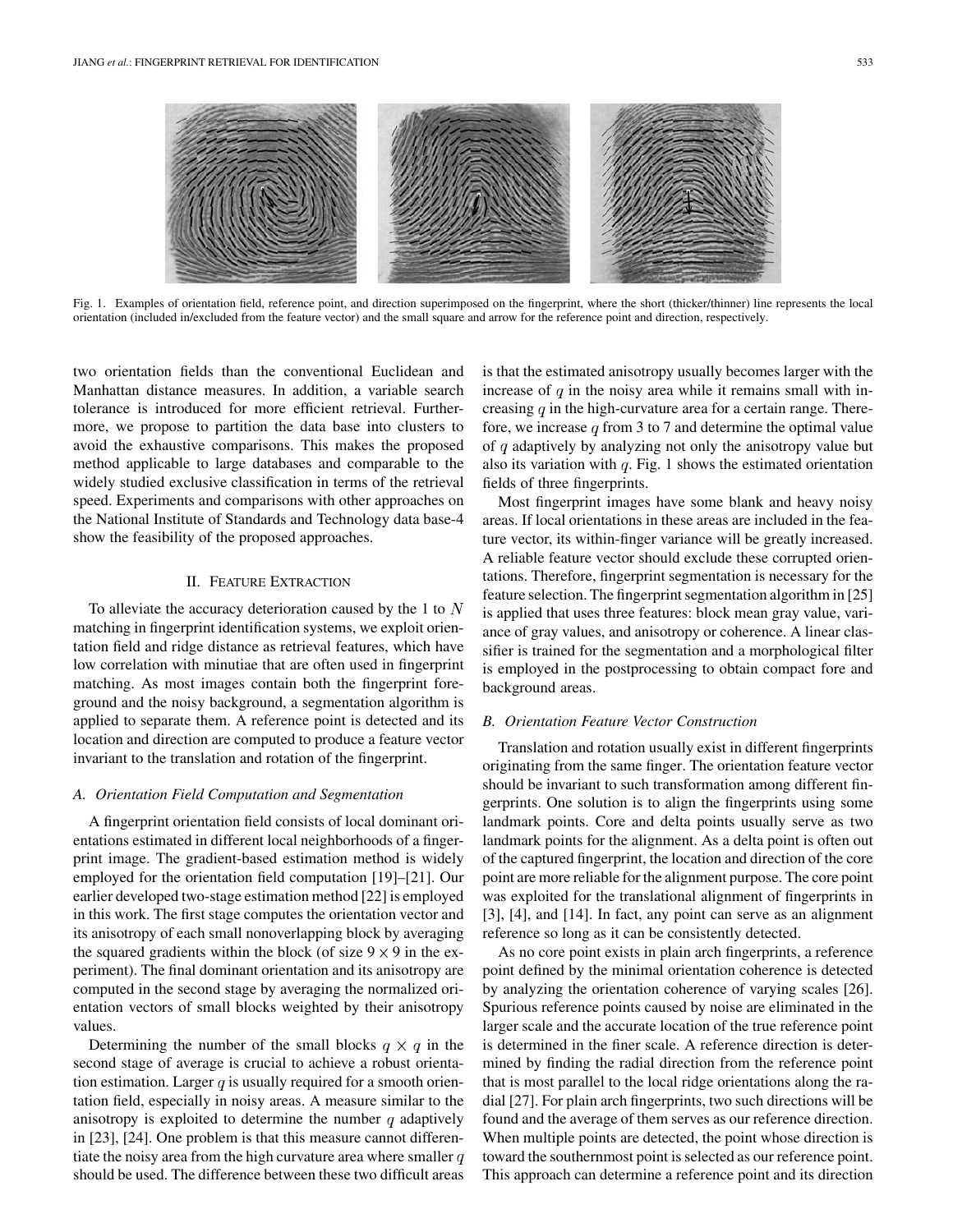Fig. 1. Examples of orientation field, reference point, and direction superimposed on the fingerprint, where the short (thicker/thinner) line represents the local orientation (included in/excluded from the feature vector) and the small square and arrow for the reference point and direction, respectively.

two orientation fields than the conventional Euclidean and Manhattan distance measures. In addition, a variable search tolerance is introduced for more efficient retrieval. Furthermore, we propose to partition the data base into clusters to avoid the exhaustive comparisons. This makes the proposed method applicable to large databases and comparable to the widely studied exclusive classification in terms of the retrieval speed. Experiments and comparisons with other approaches on the National Institute of Standards and Technology data base-4 show the feasibility of the proposed approaches.

## II. Feature Extraction

To alleviate the accuracy deterioration caused by the 1 to $N$ matching in fingerprint identification systems, we exploit orientation field and ridge distance as retrieval features, which have low correlation with minutiae that are often used in fingerprint matching. As most images contain both the fingerprint foreground and the noisy background, a segmentation algorithm is applied to separate them. A reference point is detected and its location and direction are computed to produce a feature vector invariant to the translation and rotation of the fingerprint.

### *A. Orientation Field Computation and Segmentation*

A fingerprint orientation field consists of local dominant orientations estimated in different local neighborhoods of a fingerprint image. The gradient-based estimation method is widely employed for the orientation field computation [19]–[21]. Our earlier developed two-stage estimation method [22] is employed in this work. The first stage computes the orientation vector and its anisotropy of each small nonoverlapping block by averaging the squared gradients within the block (of size $9 \times 9$ in the experiment). The final dominant orientation and its anisotropy are computed in the second stage by averaging the normalized orientation vectors of small blocks weighted by their anisotropy values.

Determining the number of the small blocks $q \times q$ in the second stage of average is crucial to achieve a robust orientation estimation. Larger $q$ is usually required for a smooth orientation field, especially in noisy areas. A measure similar to the anisotropy is exploited to determine the number $q$ adaptively in [23], [24]. One problem is that this measure cannot differentiate the noisy area from the high curvature area where smaller $q$ should be used. The difference between these two difficult areas is that the estimated anisotropy usually becomes larger with the increase of $q$ in the noisy area while it remains small with increasing $q$ in the high-curvature area for a certain range. Therefore, we increase $q$ from 3 to 7 and determine the optimal value of $q$ adaptively by analyzing not only the anisotropy value but also its variation with $q$. Fig. 1 shows the estimated orientation fields of three fingerprints.

Most fingerprint images have some blank and heavy noisy areas. If local orientations in these areas are included in the feature vector, its within-finger variance will be greatly increased. A reliable feature vector should exclude these corrupted orientations. Therefore, fingerprint segmentation is necessary for the feature selection. The fingerprint segmentation algorithm in [25] is applied that uses three features: block mean gray value, variance of gray values, and anisotropy or coherence. A linear classifier is trained for the segmentation and a morphological filter is employed in the postprocessing to obtain compact fore and background areas.

### *B. Orientation Feature Vector Construction*

Translation and rotation usually exist in different fingerprints originating from the same finger. The orientation feature vector should be invariant to such transformation among different fingerprints. One solution is to align the fingerprints using some landmark points. Core and delta points usually serve as two landmark points for the alignment. As a delta point is often out of the captured fingerprint, the location and direction of the core point are more reliable for the alignment purpose. The core point was exploited for the translational alignment of fingerprints in [3], [4], and [14]. In fact, any point can serve as an alignment reference so long as it can be consistently detected.

As no core point exists in plain arch fingerprints, a reference point defined by the minimal orientation coherence is detected by analyzing the orientation coherence of varying scales [26]. Spurious reference points caused by noise are eliminated in the larger scale and the accurate location of the true reference point is determined in the finer scale. A reference direction is determined by finding the radial direction from the reference point that is most parallel to the local ridge orientations along the radial [27]. For plain arch fingerprints, two such directions will be found and the average of them serves as our reference direction. When multiple points are detected, the point whose direction is toward the southernmost point is selected as our reference point. This approach can determine a reference point and its direction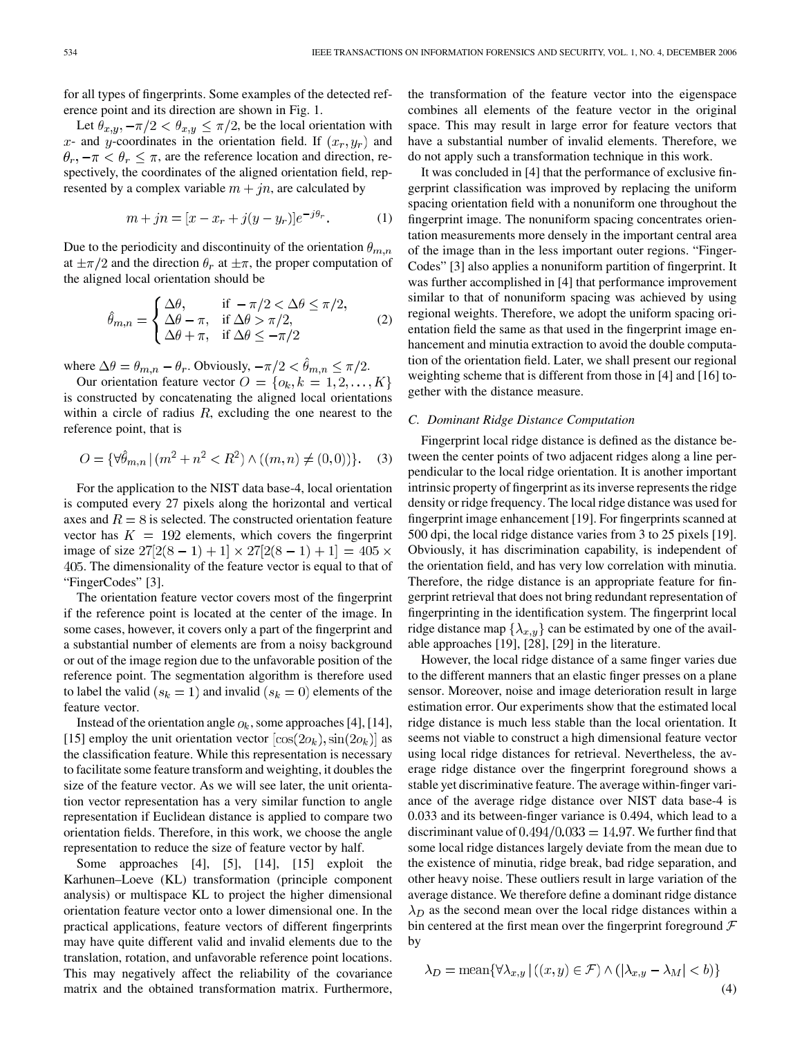for all types of fingerprints. Some examples of the detected reference point and its direction are shown in Fig. 1.

Let $\theta_{x,y}, -\pi/2 < \theta_{x,y} \leq \pi/2$, be the local orientation with $x$- and $y$-coordinates in the orientation field. If $(x_r, y_r)$ and $\theta_r, -\pi < \theta_r \leq \pi$, are the reference location and direction, respectively, the coordinates of the aligned orientation field, represented by a complex variable $m + jn$, are calculated by

$$m + jn = [x - x_r + j(y - y_r)]e^{-j\theta_r}. \quad (1)$$

Due to the periodicity and discontinuity of the orientation $\theta_{m,n}$ at $\pm\pi/2$ and the direction $\theta_r$ at $\pm\pi$, the proper computation of the aligned local orientation should be

$$\hat{\theta}_{m,n} = \begin{cases} \Delta\theta, & \text{if } -\pi/2 < \Delta\theta \leq \pi/2, \\ \Delta\theta - \pi, & \text{if } \Delta\theta > \pi/2, \\ \Delta\theta + \pi, & \text{if } \Delta\theta \leq -\pi/2 \end{cases} \quad (2)$$

where $\Delta\theta = \theta_{m,n} - \theta_r$. Obviously, $-\pi/2 < \hat{\theta}_{m,n} \leq \pi/2$.

Our orientation feature vector $O = \{o_k, k = 1, 2, \ldots, K\}$ is constructed by concatenating the aligned local orientations within a circle of radius $R$, excluding the one nearest to the reference point, that is

$$O = \{\forall \hat{\theta}_{m,n} \,|\, (m^2 + n^2 < R^2) \wedge ((m, n) \neq (0, 0))\}. \quad (3)$$

For the application to the NIST data base-4, local orientation is computed every 27 pixels along the horizontal and vertical axes and $R = 8$ is selected. The constructed orientation feature vector has $K = 192$ elements, which covers the fingerprint image of size $27[2(8-1)+1] \times 27[2(8-1)+1] = 405 \times 405$. The dimensionality of the feature vector is equal to that of "FingerCodes" [3].

The orientation feature vector covers most of the fingerprint if the reference point is located at the center of the image. In some cases, however, it covers only a part of the fingerprint and a substantial number of elements are from a noisy background or out of the image region due to the unfavorable position of the reference point. The segmentation algorithm is therefore used to label the valid $(s_k = 1)$ and invalid $(s_k = 0)$ elements of the feature vector.

Instead of the orientation angle $o_k$, some approaches [4], [14], [15] employ the unit orientation vector $[\cos(2o_k), \sin(2o_k)]$ as the classification feature. While this representation is necessary to facilitate some feature transform and weighting, it doubles the size of the feature vector. As we will see later, the unit orientation vector representation has a very similar function to angle representation if Euclidean distance is applied to compare two orientation fields. Therefore, in this work, we choose the angle representation to reduce the size of feature vector by half.

Some approaches [4], [5], [14], [15] exploit the Karhunen–Loeve (KL) transformation (principle component analysis) or multispace KL to project the higher dimensional orientation feature vector onto a lower dimensional one. In the practical applications, feature vectors of different fingerprints may have quite different valid and invalid elements due to the translation, rotation, and unfavorable reference point locations. This may negatively affect the reliability of the covariance matrix and the obtained transformation matrix. Furthermore, the transformation of the feature vector into the eigenspace combines all elements of the feature vector in the original space. This may result in large error for feature vectors that have a substantial number of invalid elements. Therefore, we do not apply such a transformation technique in this work.

It was concluded in [4] that the performance of exclusive fingerprint classification was improved by replacing the uniform spacing orientation field with a nonuniform one throughout the fingerprint image. The nonuniform spacing concentrates orientation measurements more densely in the important central area of the image than in the less important outer regions. "FingerCodes" [3] also applies a nonuniform partition of fingerprint. It was further accomplished in [4] that performance improvement similar to that of nonuniform spacing was achieved by using regional weights. Therefore, we adopt the uniform spacing orientation field the same as that used in the fingerprint image enhancement and minutia extraction to avoid the double computation of the orientation field. Later, we shall present our regional weighting scheme that is different from those in [4] and [16] together with the distance measure.

### C. Dominant Ridge Distance Computation

Fingerprint local ridge distance is defined as the distance between the center points of two adjacent ridges along a line perpendicular to the local ridge orientation. It is another important intrinsic property of fingerprint as its inverse represents the ridge density or ridge frequency. The local ridge distance was used for fingerprint image enhancement [19]. For fingerprints scanned at 500 dpi, the local ridge distance varies from 3 to 25 pixels [19]. Obviously, it has discrimination capability, is independent of the orientation field, and has very low correlation with minutia. Therefore, the ridge distance is an appropriate feature for fingerprint retrieval that does not bring redundant representation of fingerprinting in the identification system. The fingerprint local ridge distance map $\{\lambda_{x,y}\}$ can be estimated by one of the available approaches [19], [28], [29] in the literature.

However, the local ridge distance of a same finger varies due to the different manners that an elastic finger presses on a plane sensor. Moreover, noise and image deterioration result in large estimation error. Our experiments show that the estimated local ridge distance is much less stable than the local orientation. It seems not viable to construct a high dimensional feature vector using local ridge distances for retrieval. Nevertheless, the average ridge distance over the fingerprint foreground shows a stable yet discriminative feature. The average within-finger variance of the average ridge distance over NIST data base-4 is 0.033 and its between-finger variance is 0.494, which lead to a discriminant value of $0.494/0.033 = 14.97$. We further find that some local ridge distances largely deviate from the mean due to the existence of minutia, ridge break, bad ridge separation, and other heavy noise. These outliers result in large variation of the average distance. We therefore define a dominant ridge distance $\lambda_D$ as the second mean over the local ridge distances within a bin centered at the first mean over the fingerprint foreground $\mathcal{F}$ by

$$\lambda_D = \text{mean}\{\forall \lambda_{x,y} \,|\, ((x, y) \in \mathcal{F}) \wedge (|\lambda_{x,y} - \lambda_M| < b)\} \quad (4)$$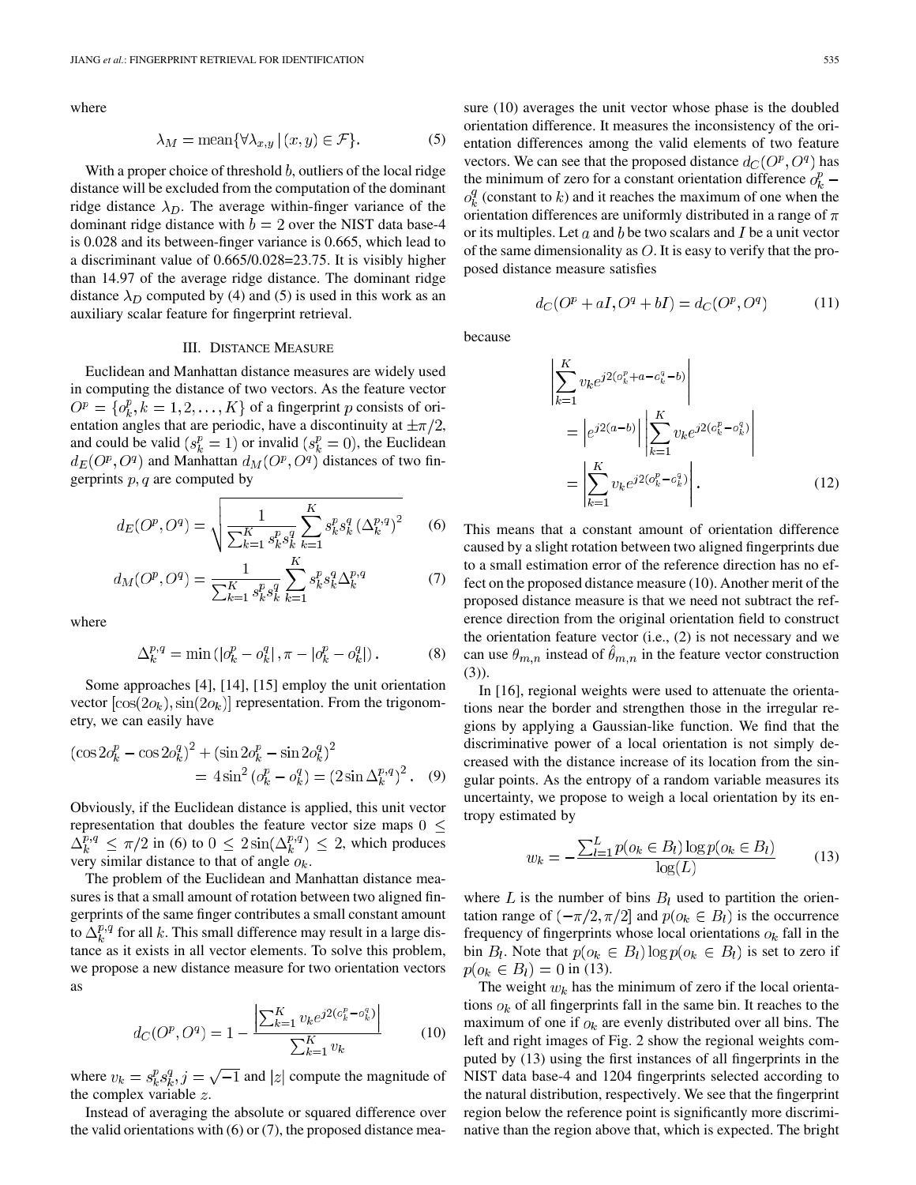where

$$\lambda_M = \text{mean}\{\forall \lambda_{x,y} \,|\, (x,y) \in \mathcal{F}\}. \tag{5}$$

With a proper choice of threshold $b$, outliers of the local ridge distance will be excluded from the computation of the dominant ridge distance $\lambda_D$. The average within-finger variance of the dominant ridge distance with $b = 2$ over the NIST data base-4 is 0.028 and its between-finger variance is 0.665, which lead to a discriminant value of 0.665/0.028=23.75. It is visibly higher than 14.97 of the average ridge distance. The dominant ridge distance $\lambda_D$ computed by (4) and (5) is used in this work as an auxiliary scalar feature for fingerprint retrieval.

## III. Distance Measure

Euclidean and Manhattan distance measures are widely used in computing the distance of two vectors. As the feature vector $O^p = \{o_k^p, k = 1, 2, \ldots, K\}$ of a fingerprint $p$ consists of orientation angles that are periodic, have a discontinuity at $\pm\pi/2$, and could be valid ($s_k^p = 1$) or invalid ($s_k^p = 0$), the Euclidean $d_E(O^p, O^q)$ and Manhattan $d_M(O^p, O^q)$ distances of two fingerprints $p, q$ are computed by

$$d_E(O^p, O^q) = \sqrt{\frac{1}{\sum_{k=1}^{K} s_k^p s_k^q} \sum_{k=1}^{K} s_k^p s_k^q \left(\Delta_k^{p,q}\right)^2} \tag{6}$$

$$d_M(O^p, O^q) = \frac{1}{\sum_{k=1}^{K} s_k^p s_k^q} \sum_{k=1}^{K} s_k^p s_k^q \Delta_k^{p,q} \tag{7}$$

where

$$\Delta_k^{p,q} = \min\left(\left|o_k^p - o_k^q\right|, \pi - \left|o_k^p - o_k^q\right|\right). \tag{8}$$

Some approaches [4], [14], [15] employ the unit orientation vector $[\cos(2o_k), \sin(2o_k)]$ representation. From the trigonometry, we can easily have

$$\begin{aligned}(\cos 2o_k^p - \cos 2o_k^q)^2 &+ (\sin 2o_k^p - \sin 2o_k^q)^2 \\ &= 4\sin^2(o_k^p - o_k^q) = \left(2\sin \Delta_k^{p,q}\right)^2. \end{aligned} \tag{9}$$

Obviously, if the Euclidean distance is applied, this unit vector representation that doubles the feature vector size maps $0 \le \Delta_k^{p,q} \le \pi/2$ in (6) to $0 \le 2\sin(\Delta_k^{p,q}) \le 2$, which produces very similar distance to that of angle $o_k$.

The problem of the Euclidean and Manhattan distance measures is that a small amount of rotation between two aligned fingerprints of the same finger contributes a small constant amount to $\Delta_k^{p,q}$ for all $k$. This small difference may result in a large distance as it exists in all vector elements. To solve this problem, we propose a new distance measure for two orientation vectors as

$$d_C(O^p, O^q) = 1 - \frac{\left|\sum_{k=1}^{K} v_k e^{j2(o_k^p - o_k^q)}\right|}{\sum_{k=1}^{K} v_k} \tag{10}$$

where $v_k = s_k^p s_k^q$, $j = \sqrt{-1}$ and $|z|$ compute the magnitude of the complex variable $z$.

Instead of averaging the absolute or squared difference over the valid orientations with (6) or (7), the proposed distance measure (10) averages the unit vector whose phase is the doubled orientation difference. It measures the inconsistency of the orientation differences among the valid elements of two feature vectors. We can see that the proposed distance $d_C(O^p, O^q)$ has the minimum of zero for a constant orientation difference $o_k^p - o_k^q$ (constant to $k$) and it reaches the maximum of one when the orientation differences are uniformly distributed in a range of $\pi$ or its multiples. Let $a$ and $b$ be two scalars and $I$ be a unit vector of the same dimensionality as $O$. It is easy to verify that the proposed distance measure satisfies

$$d_C(O^p + aI, O^q + bI) = d_C(O^p, O^q) \tag{11}$$

because

$$\begin{aligned}\left|\sum_{k=1}^{K} v_k e^{j2(o_k^p + a - o_k^q - b)}\right| &= \left|e^{j2(a-b)}\right| \left|\sum_{k=1}^{K} v_k e^{j2(o_k^p - o_k^q)}\right| \\ &= \left|\sum_{k=1}^{K} v_k e^{j2(o_k^p - o_k^q)}\right|. \end{aligned} \tag{12}$$

This means that a constant amount of orientation difference caused by a slight rotation between two aligned fingerprints due to a small estimation error of the reference direction has no effect on the proposed distance measure (10). Another merit of the proposed distance measure is that we need not subtract the reference direction from the original orientation field to construct the orientation feature vector (i.e., (2) is not necessary and we can use $\theta_{m,n}$ instead of $\hat{\theta}_{m,n}$ in the feature vector construction (3)).

In [16], regional weights were used to attenuate the orientations near the border and strengthen those in the irregular regions by applying a Gaussian-like function. We find that the discriminative power of a local orientation is not simply decreased with the distance increase of its location from the singular points. As the entropy of a random variable measures its uncertainty, we propose to weigh a local orientation by its entropy estimated by

$$w_k = -\frac{\sum_{l=1}^{L} p(o_k \in B_l) \log p(o_k \in B_l)}{\log(L)} \tag{13}$$

where $L$ is the number of bins $B_l$ used to partition the orientation range of $(-\pi/2, \pi/2]$ and $p(o_k \in B_l)$ is the occurrence frequency of fingerprints whose local orientations $o_k$ fall in the bin $B_l$. Note that $p(o_k \in B_l) \log p(o_k \in B_l)$ is set to zero if $p(o_k \in B_l) = 0$ in (13).

The weight $w_k$ has the minimum of zero if the local orientations $o_k$ of all fingerprints fall in the same bin. It reaches to the maximum of one if $o_k$ are evenly distributed over all bins. The left and right images of Fig. 2 show the regional weights computed by (13) using the first instances of all fingerprints in the NIST data base-4 and 1204 fingerprints selected according to the natural distribution, respectively. We see that the fingerprint region below the reference point is significantly more discriminative than the region above that, which is expected. The bright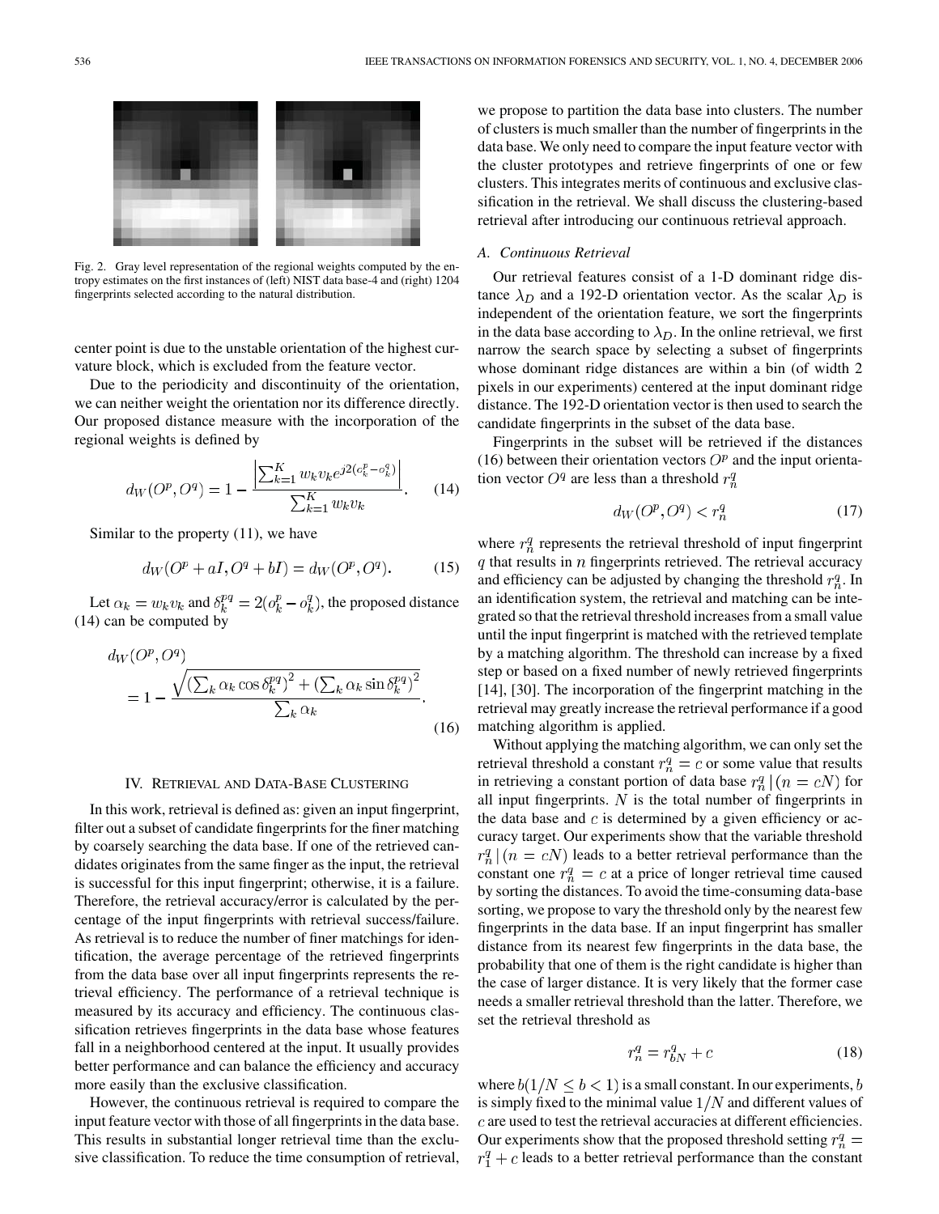Fig. 2. Gray level representation of the regional weights computed by the entropy estimates on the first instances of (left) NIST data base-4 and (right) 1204 fingerprints selected according to the natural distribution.

center point is due to the unstable orientation of the highest curvature block, which is excluded from the feature vector.

Due to the periodicity and discontinuity of the orientation, we can neither weight the orientation nor its difference directly. Our proposed distance measure with the incorporation of the regional weights is defined by

$$d_W(O^p, O^q) = 1 - \frac{\left|\sum_{k=1}^{K} w_k v_k e^{j2(o_k^p - o_k^q)}\right|}{\sum_{k=1}^{K} w_k v_k}. \tag{14}$$

Similar to the property (11), we have

$$d_W(O^p + aI, O^q + bI) = d_W(O^p, O^q). \tag{15}$$

Let $\alpha_k = w_k v_k$ and $\delta_k^{pq} = 2(o_k^p - o_k^q)$, the proposed distance (14) can be computed by

$$d_W(O^p, O^q) = 1 - \frac{\sqrt{\left(\sum_k \alpha_k \cos \delta_k^{pq}\right)^2 + \left(\sum_k \alpha_k \sin \delta_k^{pq}\right)^2}}{\sum_k \alpha_k}. \tag{16}$$

## IV. Retrieval and Data-Base Clustering

In this work, retrieval is defined as: given an input fingerprint, filter out a subset of candidate fingerprints for the finer matching by coarsely searching the data base. If one of the retrieved candidates originates from the same finger as the input, the retrieval is successful for this input fingerprint; otherwise, it is a failure. Therefore, the retrieval accuracy/error is calculated by the percentage of the input fingerprints with retrieval success/failure. As retrieval is to reduce the number of finer matchings for identification, the average percentage of the retrieved fingerprints from the data base over all input fingerprints represents the retrieval efficiency. The performance of a retrieval technique is measured by its accuracy and efficiency. The continuous classification retrieves fingerprints in the data base whose features fall in a neighborhood centered at the input. It usually provides better performance and can balance the efficiency and accuracy more easily than the exclusive classification.

However, the continuous retrieval is required to compare the input feature vector with those of all fingerprints in the data base. This results in substantial longer retrieval time than the exclusive classification. To reduce the time consumption of retrieval, we propose to partition the data base into clusters. The number of clusters is much smaller than the number of fingerprints in the data base. We only need to compare the input feature vector with the cluster prototypes and retrieve fingerprints of one or few clusters. This integrates merits of continuous and exclusive classification in the retrieval. We shall discuss the clustering-based retrieval after introducing our continuous retrieval approach.

### A. Continuous Retrieval

Our retrieval features consist of a 1-D dominant ridge distance $\lambda_D$ and a 192-D orientation vector. As the scalar $\lambda_D$ is independent of the orientation feature, we sort the fingerprints in the data base according to $\lambda_D$. In the online retrieval, we first narrow the search space by selecting a subset of fingerprints whose dominant ridge distances are within a bin (of width 2 pixels in our experiments) centered at the input dominant ridge distance. The 192-D orientation vector is then used to search the candidate fingerprints in the subset of the data base.

Fingerprints in the subset will be retrieved if the distances (16) between their orientation vectors $O^p$ and the input orientation vector $O^q$ are less than a threshold $r_n^q$

$$d_W(O^p, O^q) < r_n^q \tag{17}$$

where $r_n^q$ represents the retrieval threshold of input fingerprint $q$ that results in $n$ fingerprints retrieved. The retrieval accuracy and efficiency can be adjusted by changing the threshold $r_n^q$. In an identification system, the retrieval and matching can be integrated so that the retrieval threshold increases from a small value until the input fingerprint is matched with the retrieved template by a matching algorithm. The threshold can increase by a fixed step or based on a fixed number of newly retrieved fingerprints [14], [30]. The incorporation of the fingerprint matching in the retrieval may greatly increase the retrieval performance if a good matching algorithm is applied.

Without applying the matching algorithm, we can only set the retrieval threshold a constant $r_n^q = c$ or some value that results in retrieving a constant portion of data base $r_n^q\,|\,(n = cN)$ for all input fingerprints. $N$ is the total number of fingerprints in the data base and $c$ is determined by a given efficiency or accuracy target. Our experiments show that the variable threshold $r_n^q\,|\,(n = cN)$ leads to a better retrieval performance than the constant one $r_n^q = c$ at a price of longer retrieval time caused by sorting the distances. To avoid the time-consuming data-base sorting, we propose to vary the threshold only by the nearest few fingerprints in the data base. If an input fingerprint has smaller distance from its nearest few fingerprints in the data base, the probability that one of them is the right candidate is higher than the case of larger distance. It is very likely that the former case needs a smaller retrieval threshold than the latter. Therefore, we set the retrieval threshold as

$$r_n^q = r_{bN}^q + c \tag{18}$$

where $b(1/N \leq b < 1)$ is a small constant. In our experiments, $b$ is simply fixed to the minimal value $1/N$ and different values of $c$ are used to test the retrieval accuracies at different efficiencies. Our experiments show that the proposed threshold setting $r_n^q = r_1^q + c$ leads to a better retrieval performance than the constant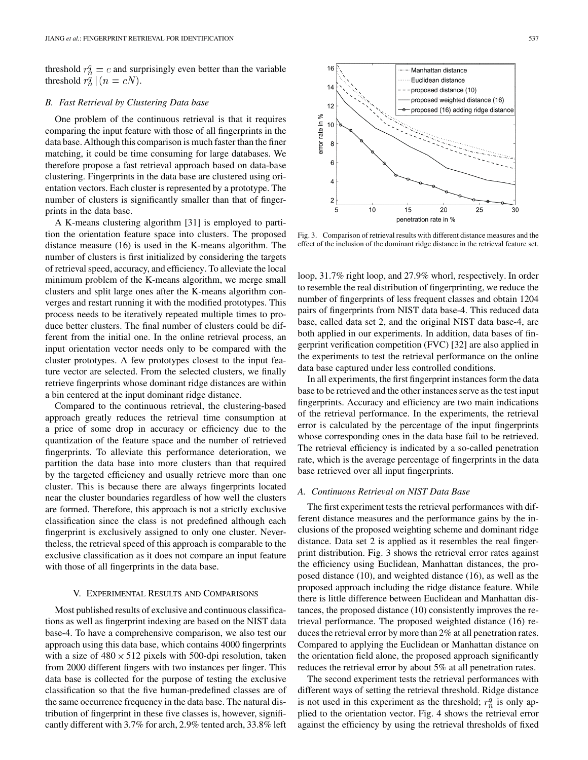threshold $r_n^q = c$ and surprisingly even better than the variable threshold $r_n^q \,|\, (n = cN)$.

### B. Fast Retrieval by Clustering Data base

One problem of the continuous retrieval is that it requires comparing the input feature with those of all fingerprints in the data base. Although this comparison is much faster than the finer matching, it could be time consuming for large databases. We therefore propose a fast retrieval approach based on data-base clustering. Fingerprints in the data base are clustered using orientation vectors. Each cluster is represented by a prototype. The number of clusters is significantly smaller than that of fingerprints in the data base.

A K-means clustering algorithm [31] is employed to partition the orientation feature space into clusters. The proposed distance measure (16) is used in the K-means algorithm. The number of clusters is first initialized by considering the targets of retrieval speed, accuracy, and efficiency. To alleviate the local minimum problem of the K-means algorithm, we merge small clusters and split large ones after the K-means algorithm converges and restart running it with the modified prototypes. This process needs to be iteratively repeated multiple times to produce better clusters. The final number of clusters could be different from the initial one. In the online retrieval process, an input orientation vector needs only to be compared with the cluster prototypes. A few prototypes closest to the input feature vector are selected. From the selected clusters, we finally retrieve fingerprints whose dominant ridge distances are within a bin centered at the input dominant ridge distance.

Compared to the continuous retrieval, the clustering-based approach greatly reduces the retrieval time consumption at a price of some drop in accuracy or efficiency due to the quantization of the feature space and the number of retrieved fingerprints. To alleviate this performance deterioration, we partition the data base into more clusters than that required by the targeted efficiency and usually retrieve more than one cluster. This is because there are always fingerprints located near the cluster boundaries regardless of how well the clusters are formed. Therefore, this approach is not a strictly exclusive classification since the class is not predefined although each fingerprint is exclusively assigned to only one cluster. Nevertheless, the retrieval speed of this approach is comparable to the exclusive classification as it does not compare an input feature with those of all fingerprints in the data base.

## V. Experimental Results and Comparisons

Most published results of exclusive and continuous classifications as well as fingerprint indexing are based on the NIST data base-4. To have a comprehensive comparison, we also test our approach using this data base, which contains 4000 fingerprints with a size of $480 \times 512$ pixels with 500-dpi resolution, taken from 2000 different fingers with two instances per finger. This data base is collected for the purpose of testing the exclusive classification so that the five human-predefined classes are of the same occurrence frequency in the data base. The natural distribution of fingerprint in these five classes is, however, significantly different with 3.7% for arch, 2.9% tented arch, 33.8% left loop, 31.7% right loop, and 27.9% whorl, respectively. In order to resemble the real distribution of fingerprinting, we reduce the number of fingerprints of less frequent classes and obtain 1204 pairs of fingerprints from NIST data base-4. This reduced data base, called data set 2, and the original NIST data base-4, are both applied in our experiments. In addition, data bases of fingerprint verification competition (FVC) [32] are also applied in the experiments to test the retrieval performance on the online data base captured under less controlled conditions.

Fig. 3. Comparison of retrieval results with different distance measures and the effect of the inclusion of the dominant ridge distance in the retrieval feature set.

In all experiments, the first fingerprint instances form the data base to be retrieved and the other instances serve as the test input fingerprints. Accuracy and efficiency are two main indications of the retrieval performance. In the experiments, the retrieval error is calculated by the percentage of the input fingerprints whose corresponding ones in the data base fail to be retrieved. The retrieval efficiency is indicated by a so-called penetration rate, which is the average percentage of fingerprints in the data base retrieved over all input fingerprints.

### A. Continuous Retrieval on NIST Data Base

The first experiment tests the retrieval performances with different distance measures and the performance gains by the inclusions of the proposed weighting scheme and dominant ridge distance. Data set 2 is applied as it resembles the real fingerprint distribution. Fig. 3 shows the retrieval error rates against the efficiency using Euclidean, Manhattan distances, the proposed distance (10), and weighted distance (16), as well as the proposed approach including the ridge distance feature. While there is little difference between Euclidean and Manhattan distances, the proposed distance (10) consistently improves the retrieval performance. The proposed weighted distance (16) reduces the retrieval error by more than 2% at all penetration rates. Compared to applying the Euclidean or Manhattan distance on the orientation field alone, the proposed approach significantly reduces the retrieval error by about 5% at all penetration rates.

The second experiment tests the retrieval performances with different ways of setting the retrieval threshold. Ridge distance is not used in this experiment as the threshold; $r_n^q$ is only applied to the orientation vector. Fig. 4 shows the retrieval error against the efficiency by using the retrieval thresholds of fixed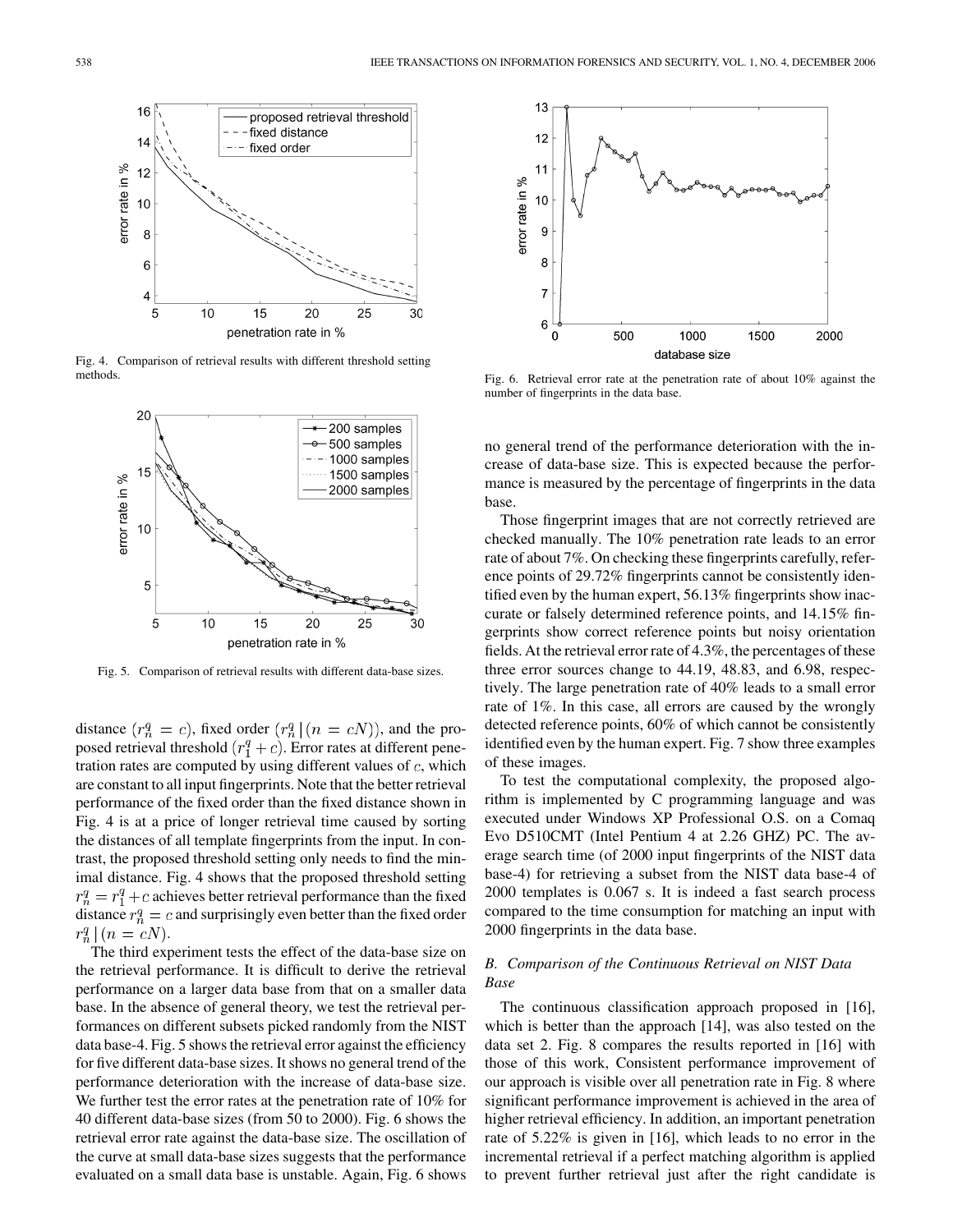Fig. 4. Comparison of retrieval results with different threshold setting methods.

Fig. 5. Comparison of retrieval results with different data-base sizes.

distance ($r_n^q = c$), fixed order ($r_n^q \,|\, (n = cN)$), and the proposed retrieval threshold ($r_1^q + c$). Error rates at different penetration rates are computed by using different values of $c$, which are constant to all input fingerprints. Note that the better retrieval performance of the fixed order than the fixed distance shown in Fig. 4 is at a price of longer retrieval time caused by sorting the distances of all template fingerprints from the input. In contrast, the proposed threshold setting only needs to find the minimal distance. Fig. 4 shows that the proposed threshold setting $r_n^q = r_1^q + c$ achieves better retrieval performance than the fixed distance $r_n^q = c$ and surprisingly even better than the fixed order $r_n^q \,|\, (n = cN)$.

The third experiment tests the effect of the data-base size on the retrieval performance. It is difficult to derive the retrieval performance on a larger data base from that on a smaller data base. In the absence of general theory, we test the retrieval performances on different subsets picked randomly from the NIST data base-4. Fig. 5 shows the retrieval error against the efficiency for five different data-base sizes. It shows no general trend of the performance deterioration with the increase of data-base size. We further test the error rates at the penetration rate of 10% for 40 different data-base sizes (from 50 to 2000). Fig. 6 shows the retrieval error rate against the data-base size. The oscillation of the curve at small data-base sizes suggests that the performance evaluated on a small data base is unstable. Again, Fig. 6 shows no general trend of the performance deterioration with the increase of data-base size. This is expected because the performance is measured by the percentage of fingerprints in the data base.

Fig. 6. Retrieval error rate at the penetration rate of about 10% against the number of fingerprints in the data base.

Those fingerprint images that are not correctly retrieved are checked manually. The 10% penetration rate leads to an error rate of about 7%. On checking these fingerprints carefully, reference points of 29.72% fingerprints cannot be consistently identified even by the human expert, 56.13% fingerprints show inaccurate or falsely determined reference points, and 14.15% fingerprints show correct reference points but noisy orientation fields. At the retrieval error rate of 4.3%, the percentages of these three error sources change to 44.19, 48.83, and 6.98, respectively. The large penetration rate of 40% leads to a small error rate of 1%. In this case, all errors are caused by the wrongly detected reference points, 60% of which cannot be consistently identified even by the human expert. Fig. 7 show three examples of these images.

To test the computational complexity, the proposed algorithm is implemented by C programming language and was executed under Windows XP Professional O.S. on a Comaq Evo D510CMT (Intel Pentium 4 at 2.26 GHZ) PC. The average search time (of 2000 input fingerprints of the NIST data base-4) for retrieving a subset from the NIST data base-4 of 2000 templates is 0.067 s. It is indeed a fast search process compared to the time consumption for matching an input with 2000 fingerprints in the data base.

### *B. Comparison of the Continuous Retrieval on NIST Data Base*

The continuous classification approach proposed in [16], which is better than the approach [14], was also tested on the data set 2. Fig. 8 compares the results reported in [16] with those of this work, Consistent performance improvement of our approach is visible over all penetration rate in Fig. 8 where significant performance improvement is achieved in the area of higher retrieval efficiency. In addition, an important penetration rate of 5.22% is given in [16], which leads to no error in the incremental retrieval if a perfect matching algorithm is applied to prevent further retrieval just after the right candidate is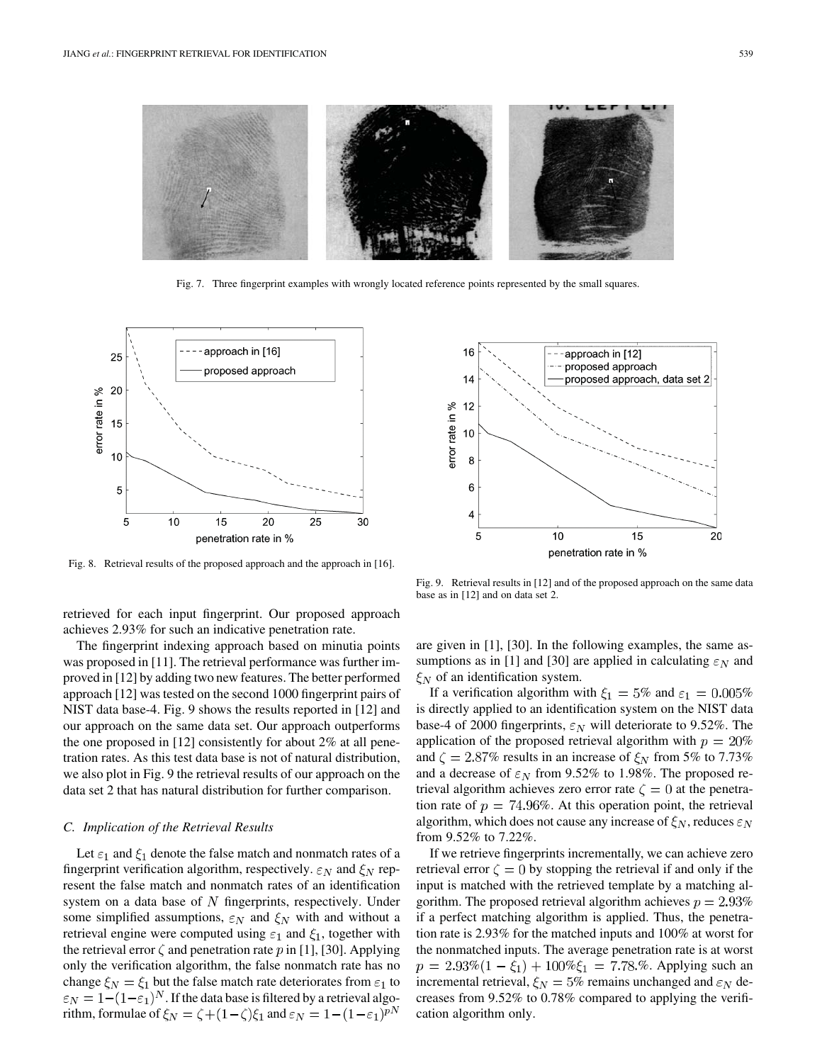Fig. 7. Three fingerprint examples with wrongly located reference points represented by the small squares.

Fig. 8. Retrieval results of the proposed approach and the approach in [16].

Fig. 9. Retrieval results in [12] and of the proposed approach on the same data base as in [12] and on data set 2.

retrieved for each input fingerprint. Our proposed approach achieves 2.93% for such an indicative penetration rate.

The fingerprint indexing approach based on minutia points was proposed in [11]. The retrieval performance was further improved in [12] by adding two new features. The better performed approach [12] was tested on the second 1000 fingerprint pairs of NIST data base-4. Fig. 9 shows the results reported in [12] and our approach on the same data set. Our approach outperforms the one proposed in [12] consistently for about 2% at all penetration rates. As this test data base is not of natural distribution, we also plot in Fig. 9 the retrieval results of our approach on the data set 2 that has natural distribution for further comparison.

### C. Implication of the Retrieval Results

Let $\varepsilon_1$ and $\xi_1$ denote the false match and nonmatch rates of a fingerprint verification algorithm, respectively. $\varepsilon_N$ and $\xi_N$ represent the false match and nonmatch rates of an identification system on a data base of $N$ fingerprints, respectively. Under some simplified assumptions, $\varepsilon_N$ and $\xi_N$ with and without a retrieval engine were computed using $\varepsilon_1$ and $\xi_1$, together with the retrieval error $\zeta$ and penetration rate $p$ in [1], [30]. Applying only the verification algorithm, the false nonmatch rate has no change $\xi_N = \xi_1$ but the false match rate deteriorates from $\varepsilon_1$ to $\varepsilon_N = 1-(1-\varepsilon_1)^N$. If the data base is filtered by a retrieval algorithm, formulae of $\xi_N = \zeta + (1-\zeta)\xi_1$ and $\varepsilon_N = 1-(1-\varepsilon_1)^{pN}$ are given in [1], [30]. In the following examples, the same assumptions as in [1] and [30] are applied in calculating $\varepsilon_N$ and $\xi_N$ of an identification system.

If a verification algorithm with $\xi_1 = 5\%$ and $\varepsilon_1 = 0.005\%$ is directly applied to an identification system on the NIST data base-4 of 2000 fingerprints, $\varepsilon_N$ will deteriorate to 9.52%. The application of the proposed retrieval algorithm with $p = 20\%$ and $\zeta = 2.87\%$ results in an increase of $\xi_N$ from 5% to 7.73% and a decrease of $\varepsilon_N$ from 9.52% to 1.98%. The proposed retrieval algorithm achieves zero error rate $\zeta = 0$ at the penetration rate of $p = 74.96\%$. At this operation point, the retrieval algorithm, which does not cause any increase of $\xi_N$, reduces $\varepsilon_N$ from 9.52% to 7.22%.

If we retrieve fingerprints incrementally, we can achieve zero retrieval error $\zeta = 0$ by stopping the retrieval if and only if the input is matched with the retrieved template by a matching algorithm. The proposed retrieval algorithm achieves $p = 2.93\%$ if a perfect matching algorithm is applied. Thus, the penetration rate is 2.93% for the matched inputs and 100% at worst for the nonmatched inputs. The average penetration rate is at worst $p = 2.93\%(1-\xi_1) + 100\%\xi_1 = 7.78.\%$. Applying such an incremental retrieval, $\xi_N = 5\%$ remains unchanged and $\varepsilon_N$ decreases from 9.52% to 0.78% compared to applying the verification algorithm only.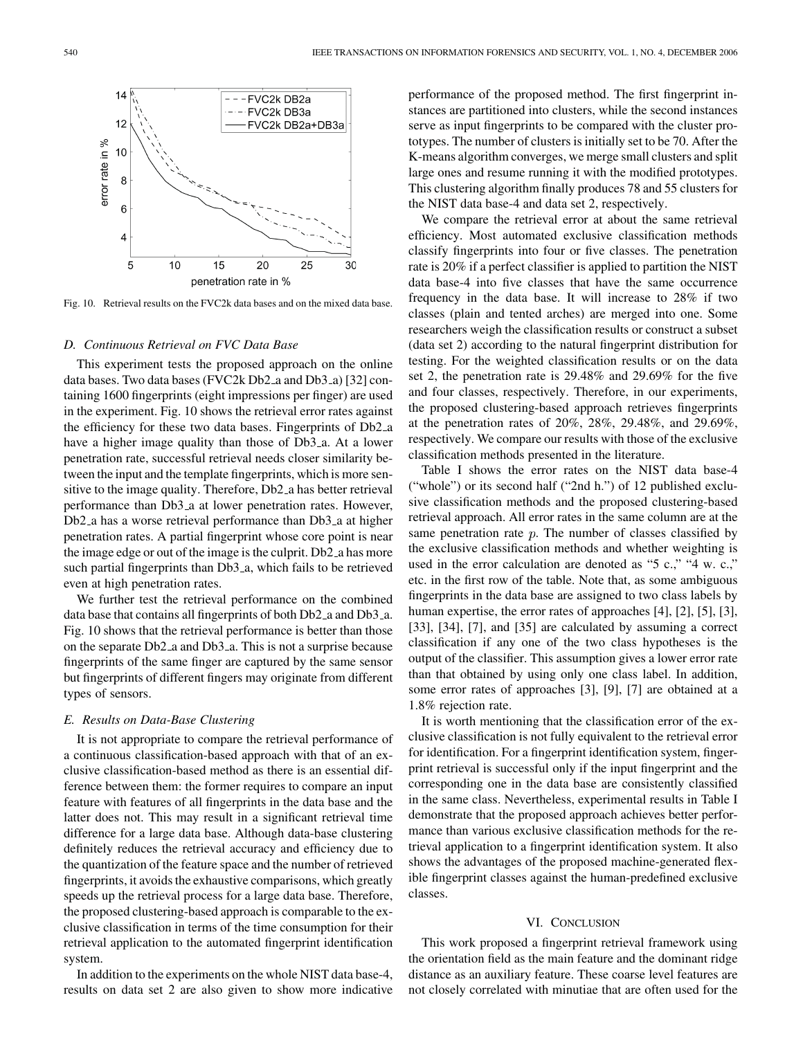Fig. 10. Retrieval results on the FVC2k data bases and on the mixed data base.

### *D. Continuous Retrieval on FVC Data Base*

This experiment tests the proposed approach on the online data bases. Two data bases (FVC2k Db2_a and Db3_a) [32] containing 1600 fingerprints (eight impressions per finger) are used in the experiment. Fig. 10 shows the retrieval error rates against the efficiency for these two data bases. Fingerprints of Db2_a have a higher image quality than those of Db3_a. At a lower penetration rate, successful retrieval needs closer similarity between the input and the template fingerprints, which is more sensitive to the image quality. Therefore, Db2_a has better retrieval performance than Db3_a at lower penetration rates. However, Db2_a has a worse retrieval performance than Db3_a at higher penetration rates. A partial fingerprint whose core point is near the image edge or out of the image is the culprit. Db2_a has more such partial fingerprints than Db3_a, which fails to be retrieved even at high penetration rates.

We further test the retrieval performance on the combined data base that contains all fingerprints of both Db2_a and Db3_a. Fig. 10 shows that the retrieval performance is better than those on the separate Db2_a and Db3_a. This is not a surprise because fingerprints of the same finger are captured by the same sensor but fingerprints of different fingers may originate from different types of sensors.

### *E. Results on Data-Base Clustering*

It is not appropriate to compare the retrieval performance of a continuous classification-based approach with that of an exclusive classification-based method as there is an essential difference between them: the former requires to compare an input feature with features of all fingerprints in the data base and the latter does not. This may result in a significant retrieval time difference for a large data base. Although data-base clustering definitely reduces the retrieval accuracy and efficiency due to the quantization of the feature space and the number of retrieved fingerprints, it avoids the exhaustive comparisons, which greatly speeds up the retrieval process for a large data base. Therefore, the proposed clustering-based approach is comparable to the exclusive classification in terms of the time consumption for their retrieval application to the automated fingerprint identification system.

In addition to the experiments on the whole NIST data base-4, results on data set 2 are also given to show more indicative performance of the proposed method. The first fingerprint instances are partitioned into clusters, while the second instances serve as input fingerprints to be compared with the cluster prototypes. The number of clusters is initially set to be 70. After the K-means algorithm converges, we merge small clusters and split large ones and resume running it with the modified prototypes. This clustering algorithm finally produces 78 and 55 clusters for the NIST data base-4 and data set 2, respectively.

We compare the retrieval error at about the same retrieval efficiency. Most automated exclusive classification methods classify fingerprints into four or five classes. The penetration rate is 20% if a perfect classifier is applied to partition the NIST data base-4 into five classes that have the same occurrence frequency in the data base. It will increase to 28% if two classes (plain and tented arches) are merged into one. Some researchers weigh the classification results or construct a subset (data set 2) according to the natural fingerprint distribution for testing. For the weighted classification results or on the data set 2, the penetration rate is 29.48% and 29.69% for the five and four classes, respectively. Therefore, in our experiments, the proposed clustering-based approach retrieves fingerprints at the penetration rates of 20%, 28%, 29.48%, and 29.69%, respectively. We compare our results with those of the exclusive classification methods presented in the literature.

Table I shows the error rates on the NIST data base-4 ("whole") or its second half ("2nd h.") of 12 published exclusive classification methods and the proposed clustering-based retrieval approach. All error rates in the same column are at the same penetration rate $p$. The number of classes classified by the exclusive classification methods and whether weighting is used in the error calculation are denoted as "5 c.," "4 w. c.," etc. in the first row of the table. Note that, as some ambiguous fingerprints in the data base are assigned to two class labels by human expertise, the error rates of approaches [4], [2], [5], [3], [33], [34], [7], and [35] are calculated by assuming a correct classification if any one of the two class hypotheses is the output of the classifier. This assumption gives a lower error rate than that obtained by using only one class label. In addition, some error rates of approaches [3], [9], [7] are obtained at a 1.8% rejection rate.

It is worth mentioning that the classification error of the exclusive classification is not fully equivalent to the retrieval error for identification. For a fingerprint identification system, fingerprint retrieval is successful only if the input fingerprint and the corresponding one in the data base are consistently classified in the same class. Nevertheless, experimental results in Table I demonstrate that the proposed approach achieves better performance than various exclusive classification methods for the retrieval application to a fingerprint identification system. It also shows the advantages of the proposed machine-generated flexible fingerprint classes against the human-predefined exclusive classes.

## VI. Conclusion

This work proposed a fingerprint retrieval framework using the orientation field as the main feature and the dominant ridge distance as an auxiliary feature. These coarse level features are not closely correlated with minutiae that are often used for the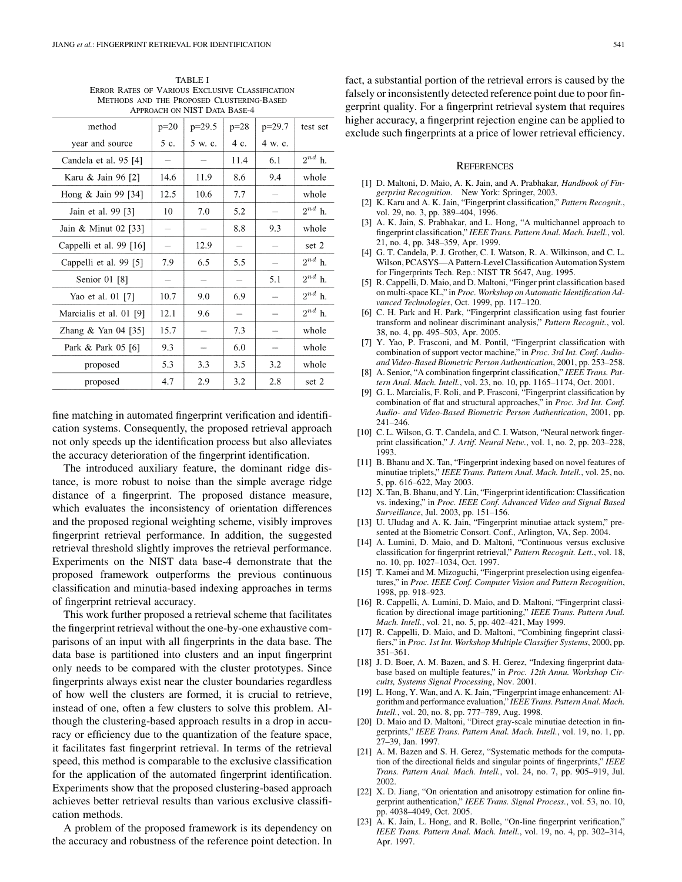TABLE I
ERROR RATES OF VARIOUS EXCLUSIVE CLASSIFICATION METHODS AND THE PROPOSED CLUSTERING-BASED APPROACH ON NIST DATA BASE-4

| method | p=20 | p=29.5 | p=28 | p=29.7 | test set |
|---|---|---|---|---|---|
| year and source | 5 c. | 5 w. c. | 4 c. | 4 w. c. | |
| Candela et al. 95 [4] | – | – | 11.4 | 6.1 | $2^{nd}$ h. |
| Karu & Jain 96 [2] | 14.6 | 11.9 | 8.6 | 9.4 | whole |
| Hong & Jain 99 [34] | 12.5 | 10.6 | 7.7 | – | whole |
| Jain et al. 99 [3] | 10 | 7.0 | 5.2 | – | $2^{nd}$ h. |
| Jain & Minut 02 [33] | – | – | 8.8 | 9.3 | whole |
| Cappelli et al. 99 [16] | – | 12.9 | – | – | set 2 |
| Cappelli et al. 99 [5] | 7.9 | 6.5 | 5.5 | – | $2^{nd}$ h. |
| Senior 01 [8] | – | – | – | 5.1 | $2^{nd}$ h. |
| Yao et al. 01 [7] | 10.7 | 9.0 | 6.9 | – | $2^{nd}$ h. |
| Marcialis et al. 01 [9] | 12.1 | 9.6 | – | – | $2^{nd}$ h. |
| Zhang & Yan 04 [35] | 15.7 | – | 7.3 | – | whole |
| Park & Park 05 [6] | 9.3 | – | 6.0 | – | whole |
| proposed | 5.3 | 3.3 | 3.5 | 3.2 | whole |
| proposed | 4.7 | 2.9 | 3.2 | 2.8 | set 2 |

fine matching in automated fingerprint verification and identification systems. Consequently, the proposed retrieval approach not only speeds up the identification process but also alleviates the accuracy deterioration of the fingerprint identification.

The introduced auxiliary feature, the dominant ridge distance, is more robust to noise than the simple average ridge distance of a fingerprint. The proposed distance measure, which evaluates the inconsistency of orientation differences and the proposed regional weighting scheme, visibly improves fingerprint retrieval performance. In addition, the suggested retrieval threshold slightly improves the retrieval performance. Experiments on the NIST data base-4 demonstrate that the proposed framework outperforms the previous continuous classification and minutia-based indexing approaches in terms of fingerprint retrieval accuracy.

This work further proposed a retrieval scheme that facilitates the fingerprint retrieval without the one-by-one exhaustive comparisons of an input with all fingerprints in the data base. The data base is partitioned into clusters and an input fingerprint only needs to be compared with the cluster prototypes. Since fingerprints always exist near the cluster boundaries regardless of how well the clusters are formed, it is crucial to retrieve, instead of one, often a few clusters to solve this problem. Although the clustering-based approach results in a drop in accuracy or efficiency due to the quantization of the feature space, it facilitates fast fingerprint retrieval. In terms of the retrieval speed, this method is comparable to the exclusive classification for the application of the automated fingerprint identification. Experiments show that the proposed clustering-based approach achieves better retrieval results than various exclusive classification methods.

A problem of the proposed framework is its dependency on the accuracy and robustness of the reference point detection. In fact, a substantial portion of the retrieval errors is caused by the falsely or inconsistently detected reference point due to poor fingerprint quality. For a fingerprint retrieval system that requires higher accuracy, a fingerprint rejection engine can be applied to exclude such fingerprints at a price of lower retrieval efficiency.

## REFERENCES

[1] D. Maltoni, D. Maio, A. K. Jain, and A. Prabhakar, *Handbook of Fingerprint Recognition*. New York: Springer, 2003.

[2] K. Karu and A. K. Jain, "Fingerprint classification," *Pattern Recognit.*, vol. 29, no. 3, pp. 389–404, 1996.

[3] A. K. Jain, S. Prabhakar, and L. Hong, "A multichannel approach to fingerprint classification," *IEEE Trans. Pattern Anal. Mach. Intell.*, vol. 21, no. 4, pp. 348–359, Apr. 1999.

[4] G. T. Candela, P. J. Grother, C. I. Watson, R. A. Wilkinson, and C. L. Wilson, PCASYS—A Pattern-Level Classification Automation System for Fingerprints Tech. Rep.: NIST TR 5647, Aug. 1995.

[5] R. Cappelli, D. Maio, and D. Maltoni, "Finger print classification based on multi-space KL," in *Proc. Workshop on Automatic Identification Advanced Technologies*, Oct. 1999, pp. 117–120.

[6] C. H. Park and H. Park, "Fingerprint classification using fast fourier transform and nolinear discriminant analysis," *Pattern Recognit.*, vol. 38, no. 4, pp. 495–503, Apr. 2005.

[7] Y. Yao, P. Frasconi, and M. Pontil, "Fingerprint classification with combination of support vector machine," in *Proc. 3rd Int. Conf. Audio- and Video-Based Biometric Person Authentication*, 2001, pp. 253–258.

[8] A. Senior, "A combination fingerprint classification," *IEEE Trans. Pattern Anal. Mach. Intell.*, vol. 23, no. 10, pp. 1165–1174, Oct. 2001.

[9] G. L. Marcialis, F. Roli, and P. Frasconi, "Fingerprint classification by combination of flat and structural approaches," in *Proc. 3rd Int. Conf. Audio- and Video-Based Biometric Person Authentication*, 2001, pp. 241–246.

[10] C. L. Wilson, G. T. Candela, and C. I. Watson, "Neural network fingerprint classification," *J. Artif. Neural Netw.*, vol. 1, no. 2, pp. 203–228, 1993.

[11] B. Bhanu and X. Tan, "Fingerprint indexing based on novel features of minutiae triplets," *IEEE Trans. Pattern Anal. Mach. Intell.*, vol. 25, no. 5, pp. 616–622, May 2003.

[12] X. Tan, B. Bhanu, and Y. Lin, "Fingerprint identification: Classification vs. indexing," in *Proc. IEEE Conf. Advanced Video and Signal Based Surveillance*, Jul. 2003, pp. 151–156.

[13] U. Uludag and A. K. Jain, "Fingerprint minutiae attack system," presented at the Biometric Consort. Conf., Arlington, VA, Sep. 2004.

[14] A. Lumini, D. Maio, and D. Maltoni, "Continuous versus exclusive classification for fingerprint retrieval," *Pattern Recognit. Lett.*, vol. 18, no. 10, pp. 1027–1034, Oct. 1997.

[15] T. Kamei and M. Mizoguchi, "Fingerprint preselection using eigenfeatures," in *Proc. IEEE Conf. Computer Vision and Pattern Recognition*, 1998, pp. 918–923.

[16] R. Cappelli, A. Lumini, D. Maio, and D. Maltoni, "Fingerprint classification by directional image partitioning," *IEEE Trans. Pattern Anal. Mach. Intell.*, vol. 21, no. 5, pp. 402–421, May 1999.

[17] R. Cappelli, D. Maio, and D. Maltoni, "Combining fingerprint classifiers," in *Proc. 1st Int. Workshop Multiple Classifier Systems*, 2000, pp. 351–361.

[18] J. D. Boer, A. M. Bazen, and S. H. Gerez, "Indexing fingerprint database based on multiple features," in *Proc. 12th Annu. Workshop Circuits, Systems Signal Processing*, Nov. 2001.

[19] L. Hong, Y. Wan, and A. K. Jain, "Fingerprint image enhancement: Algorithm and performance evaluation," *IEEE Trans. Pattern Anal. Mach. Intell.*, vol. 20, no. 8, pp. 777–789, Aug. 1998.

[20] D. Maio and D. Maltoni, "Direct gray-scale minutiae detection in fingerprints," *IEEE Trans. Pattern Anal. Mach. Intell.*, vol. 19, no. 1, pp. 27–39, Jan. 1997.

[21] A. M. Bazen and S. H. Gerez, "Systematic methods for the computation of the directional fields and singular points of fingerprints," *IEEE Trans. Pattern Anal. Mach. Intell.*, vol. 24, no. 7, pp. 905–919, Jul. 2002.

[22] X. D. Jiang, "On orientation and anisotropy estimation for online fingerprint authentication," *IEEE Trans. Signal Process.*, vol. 53, no. 10, pp. 4038–4049, Oct. 2005.

[23] A. K. Jain, L. Hong, and R. Bolle, "On-line fingerprint verification," *IEEE Trans. Pattern Anal. Mach. Intell.*, vol. 19, no. 4, pp. 302–314, Apr. 1997.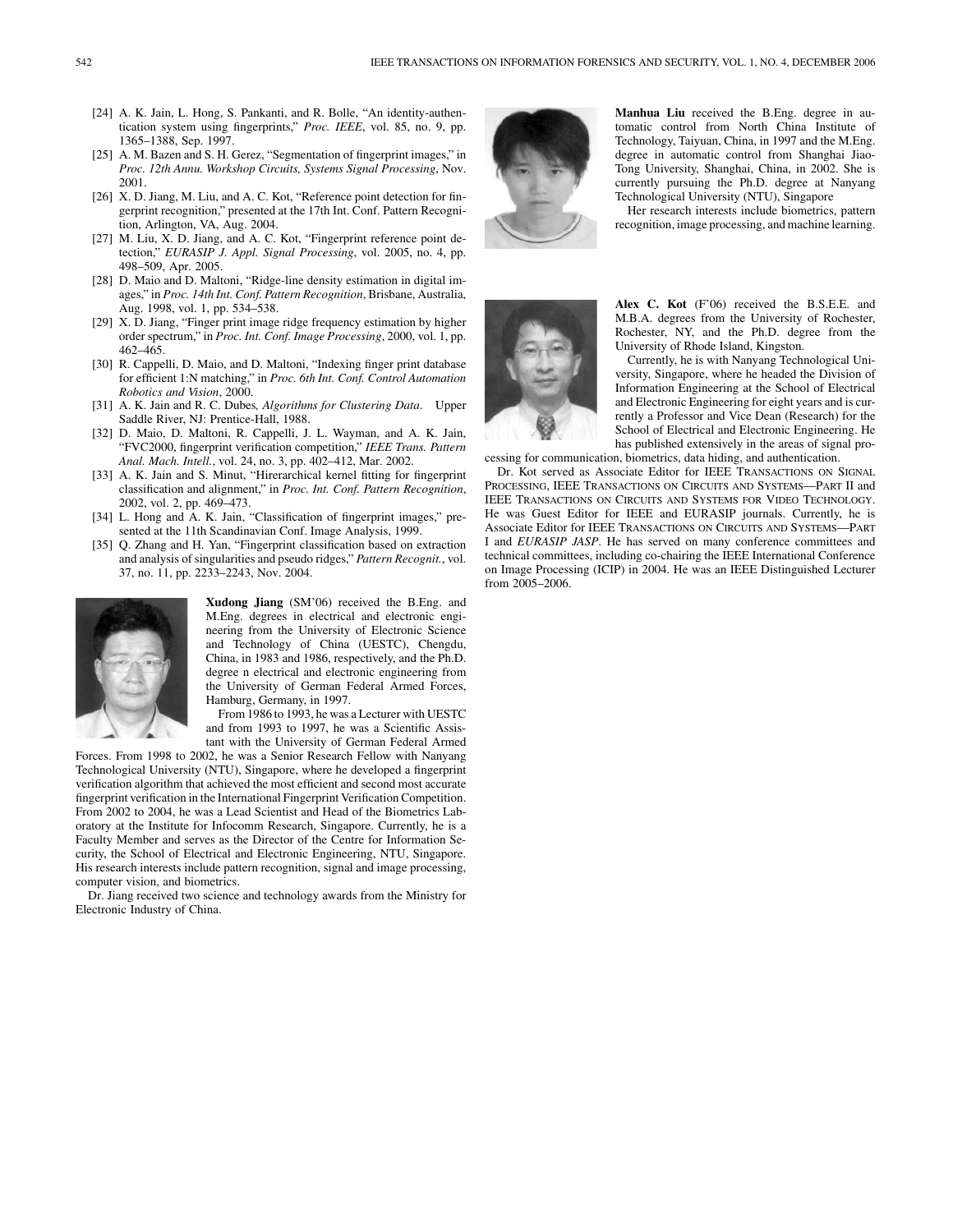[24] A. K. Jain, L. Hong, S. Pankanti, and R. Bolle, "An identity-authentication system using fingerprints," *Proc. IEEE*, vol. 85, no. 9, pp. 1365–1388, Sep. 1997.

[25] A. M. Bazen and S. H. Gerez, "Segmentation of fingerprint images," in *Proc. 12th Annu. Workshop Circuits, Systems Signal Processing*, Nov. 2001.

[26] X. D. Jiang, M. Liu, and A. C. Kot, "Reference point detection for fingerprint recognition," presented at the 17th Int. Conf. Pattern Recognition, Arlington, VA, Aug. 2004.

[27] M. Liu, X. D. Jiang, and A. C. Kot, "Fingerprint reference point detection," *EURASIP J. Appl. Signal Processing*, vol. 2005, no. 4, pp. 498–509, Apr. 2005.

[28] D. Maio and D. Maltoni, "Ridge-line density estimation in digital images," in *Proc. 14th Int. Conf. Pattern Recognition*, Brisbane, Australia, Aug. 1998, vol. 1, pp. 534–538.

[29] X. D. Jiang, "Finger print image ridge frequency estimation by higher order spectrum," in *Proc. Int. Conf. Image Processing*, 2000, vol. 1, pp. 462–465.

[30] R. Cappelli, D. Maio, and D. Maltoni, "Indexing finger print database for efficient 1:N matching," in *Proc. 6th Int. Conf. Control Automation Robotics and Vision*, 2000.

[31] A. K. Jain and R. C. Dubes*, Algorithms for Clustering Data*. Upper Saddle River, NJ: Prentice-Hall, 1988.

[32] D. Maio, D. Maltoni, R. Cappelli, J. L. Wayman, and A. K. Jain, "FVC2000, fingerprint verification competition," *IEEE Trans. Pattern Anal. Mach. Intell.*, vol. 24, no. 3, pp. 402–412, Mar. 2002.

[33] A. K. Jain and S. Minut, "Hirerarchical kernel fitting for fingerprint classification and alignment," in *Proc. Int. Conf. Pattern Recognition*, 2002, vol. 2, pp. 469–473.

[34] L. Hong and A. K. Jain, "Classification of fingerprint images," presented at the 11th Scandinavian Conf. Image Analysis, 1999.

[35] Q. Zhang and H. Yan, "Fingerprint classification based on extraction and analysis of singularities and pseudo ridges," *Pattern Recognit.*, vol. 37, no. 11, pp. 2233–2243, Nov. 2004.

**Xudong Jiang** (SM'06) received the B.Eng. and M.Eng. degrees in electrical and electronic engineering from the University of Electronic Science and Technology of China (UESTC), Chengdu, China, in 1983 and 1986, respectively, and the Ph.D. degree n electrical and electronic engineering from the University of German Federal Armed Forces, Hamburg, Germany, in 1997.

From 1986 to 1993, he was a Lecturer with UESTC and from 1993 to 1997, he was a Scientific Assistant with the University of German Federal Armed Forces. From 1998 to 2002, he was a Senior Research Fellow with Nanyang Technological University (NTU), Singapore, where he developed a fingerprint verification algorithm that achieved the most efficient and second most accurate fingerprint verification in the International Fingerprint Verification Competition. From 2002 to 2004, he was a Lead Scientist and Head of the Biometrics Laboratory at the Institute for Infocomm Research, Singapore. Currently, he is a Faculty Member and serves as the Director of the Centre for Information Security, the School of Electrical and Electronic Engineering, NTU, Singapore. His research interests include pattern recognition, signal and image processing, computer vision, and biometrics.

Dr. Jiang received two science and technology awards from the Ministry for Electronic Industry of China.

**Manhua Liu** received the B.Eng. degree in automatic control from North China Institute of Technology, Taiyuan, China, in 1997 and the M.Eng. degree in automatic control from Shanghai JiaoTong University, Shanghai, China, in 2002. She is currently pursuing the Ph.D. degree at Nanyang Technological University (NTU), Singapore

Her research interests include biometrics, pattern recognition, image processing, and machine learning.

**Alex C. Kot** (F'06) received the B.S.E.E. and M.B.A. degrees from the University of Rochester, Rochester, NY, and the Ph.D. degree from the University of Rhode Island, Kingston.

Currently, he is with Nanyang Technological University, Singapore, where he headed the Division of Information Engineering at the School of Electrical and Electronic Engineering for eight years and is currently a Professor and Vice Dean (Research) for the School of Electrical and Electronic Engineering. He has published extensively in the areas of signal processing for communication, biometrics, data hiding, and authentication.

Dr. Kot served as Associate Editor for IEEE TRANSACTIONS ON SIGNAL PROCESSING, IEEE TRANSACTIONS ON CIRCUITS AND SYSTEMS—PART II and IEEE TRANSACTIONS ON CIRCUITS AND SYSTEMS FOR VIDEO TECHNOLOGY. He was Guest Editor for IEEE and EURASIP journals. Currently, he is Associate Editor for IEEE TRANSACTIONS ON CIRCUITS AND SYSTEMS—PART I and *EURASIP JASP*. He has served on many conference committees and technical committees, including co-chairing the IEEE International Conference on Image Processing (ICIP) in 2004. He was an IEEE Distinguished Lecturer from 2005–2006.